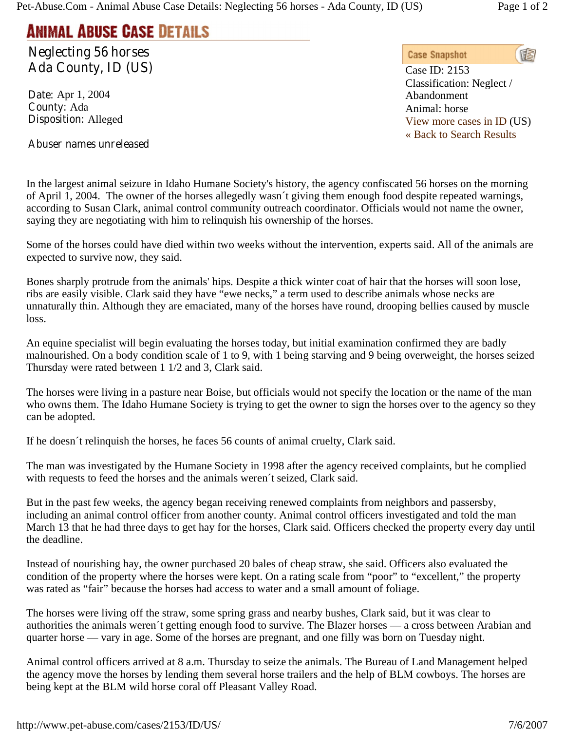# ANIMAL ABUSE CASE DETAILS

## Neglecting 56 horses
## Ada County, ID (US)

**Date:** Apr 1, 2004
**County:** Ada
**Disposition:** Alleged

Abuser names unreleased

**Case Snapshot**
Case ID: 2153
Classification: Neglect / Abandonment
Animal: horse
View more cases in ID (US)
« Back to Search Results

In the largest animal seizure in Idaho Humane Society's history, the agency confiscated 56 horses on the morning of April 1, 2004. The owner of the horses allegedly wasn´t giving them enough food despite repeated warnings, according to Susan Clark, animal control community outreach coordinator. Officials would not name the owner, saying they are negotiating with him to relinquish his ownership of the horses.

Some of the horses could have died within two weeks without the intervention, experts said. All of the animals are expected to survive now, they said.

Bones sharply protrude from the animals' hips. Despite a thick winter coat of hair that the horses will soon lose, ribs are easily visible. Clark said they have “ewe necks,” a term used to describe animals whose necks are unnaturally thin. Although they are emaciated, many of the horses have round, drooping bellies caused by muscle loss.

An equine specialist will begin evaluating the horses today, but initial examination confirmed they are badly malnourished. On a body condition scale of 1 to 9, with 1 being starving and 9 being overweight, the horses seized Thursday were rated between 1 1/2 and 3, Clark said.

The horses were living in a pasture near Boise, but officials would not specify the location or the name of the man who owns them. The Idaho Humane Society is trying to get the owner to sign the horses over to the agency so they can be adopted.

If he doesn´t relinquish the horses, he faces 56 counts of animal cruelty, Clark said.

The man was investigated by the Humane Society in 1998 after the agency received complaints, but he complied with requests to feed the horses and the animals weren´t seized, Clark said.

But in the past few weeks, the agency began receiving renewed complaints from neighbors and passersby, including an animal control officer from another county. Animal control officers investigated and told the man March 13 that he had three days to get hay for the horses, Clark said. Officers checked the property every day until the deadline.

Instead of nourishing hay, the owner purchased 20 bales of cheap straw, she said. Officers also evaluated the condition of the property where the horses were kept. On a rating scale from “poor” to “excellent,” the property was rated as “fair” because the horses had access to water and a small amount of foliage.

The horses were living off the straw, some spring grass and nearby bushes, Clark said, but it was clear to authorities the animals weren´t getting enough food to survive. The Blazer horses — a cross between Arabian and quarter horse — vary in age. Some of the horses are pregnant, and one filly was born on Tuesday night.

Animal control officers arrived at 8 a.m. Thursday to seize the animals. The Bureau of Land Management helped the agency move the horses by lending them several horse trailers and the help of BLM cowboys. The horses are being kept at the BLM wild horse coral off Pleasant Valley Road.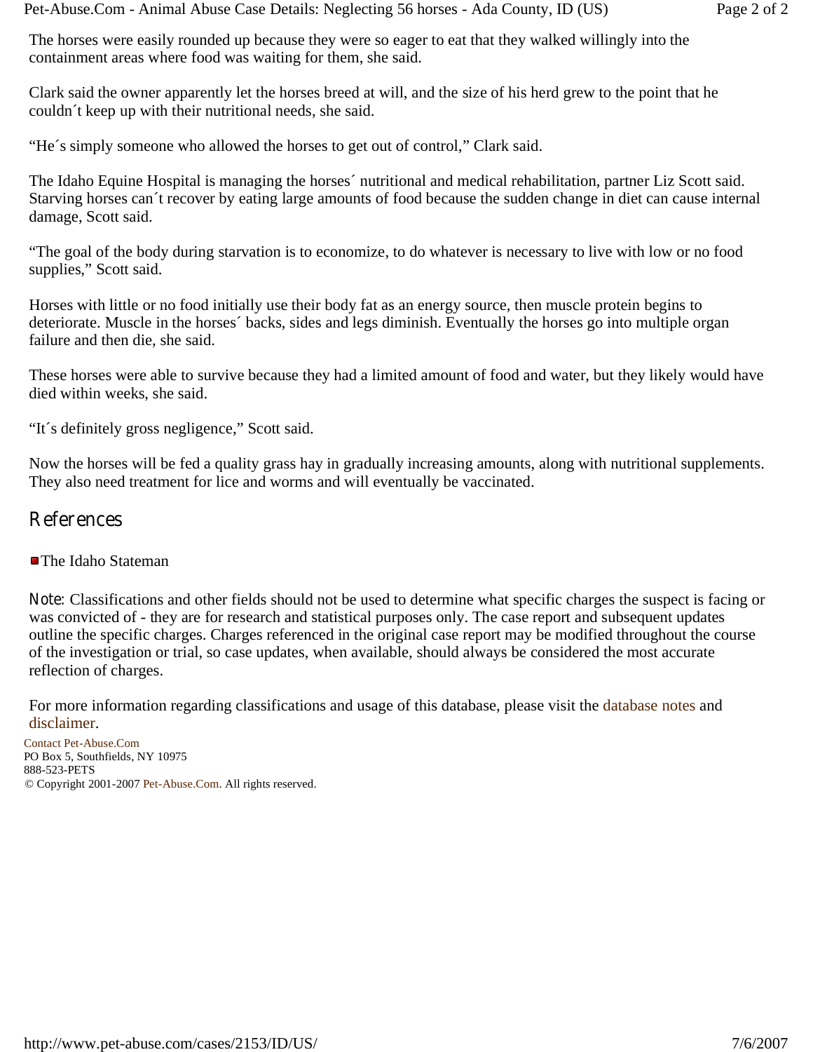The horses were easily rounded up because they were so eager to eat that they walked willingly into the containment areas where food was waiting for them, she said.

Clark said the owner apparently let the horses breed at will, and the size of his herd grew to the point that he couldn´t keep up with their nutritional needs, she said.

“He´s simply someone who allowed the horses to get out of control,” Clark said.

The Idaho Equine Hospital is managing the horses´ nutritional and medical rehabilitation, partner Liz Scott said. Starving horses can´t recover by eating large amounts of food because the sudden change in diet can cause internal damage, Scott said.

“The goal of the body during starvation is to economize, to do whatever is necessary to live with low or no food supplies,” Scott said.

Horses with little or no food initially use their body fat as an energy source, then muscle protein begins to deteriorate. Muscle in the horses´ backs, sides and legs diminish. Eventually the horses go into multiple organ failure and then die, she said.

These horses were able to survive because they had a limited amount of food and water, but they likely would have died within weeks, she said.

“It´s definitely gross negligence,” Scott said.

Now the horses will be fed a quality grass hay in gradually increasing amounts, along with nutritional supplements. They also need treatment for lice and worms and will eventually be vaccinated.

## References

- The Idaho Stateman

**Note:** Classifications and other fields should not be used to determine what specific charges the suspect is facing or was convicted of - they are for research and statistical purposes only. The case report and subsequent updates outline the specific charges. Charges referenced in the original case report may be modified throughout the course of the investigation or trial, so case updates, when available, should always be considered the most accurate reflection of charges.

For more information regarding classifications and usage of this database, please visit the database notes and disclaimer.

Contact Pet-Abuse.Com
PO Box 5, Southfields, NY 10975
888-523-PETS
© Copyright 2001-2007 Pet-Abuse.Com. All rights reserved.